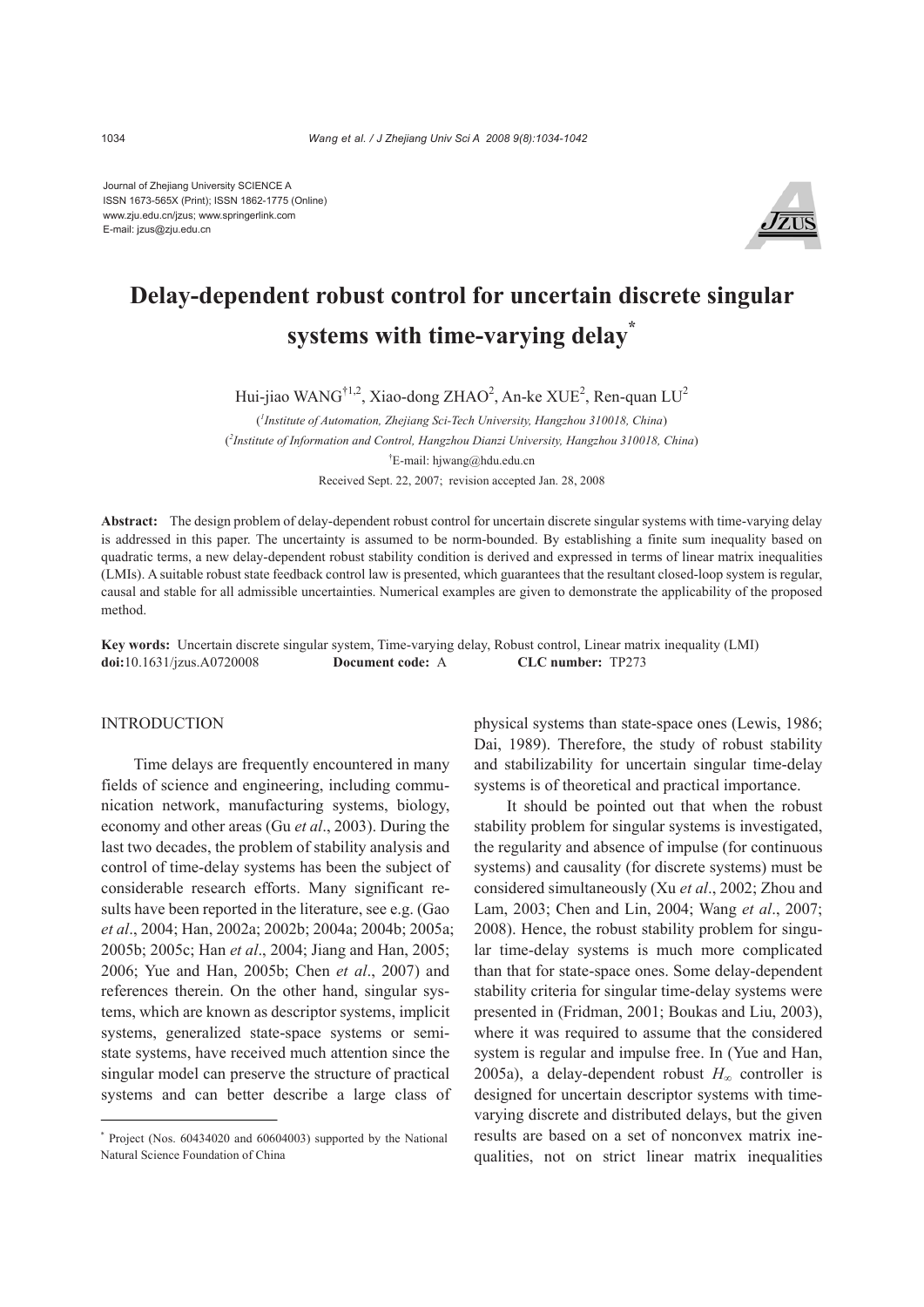Journal of Zhejiang University SCIENCE A
ISSN 1673-565X (Print); ISSN 1862-1775 (Online)
www.zju.edu.cn/jzus; www.springerlink.com
E-mail: jzus@zju.edu.cn

# Delay-dependent robust control for uncertain discrete singular systems with time-varying delay*

Hui-jiao WANG[†1,2], Xiao-dong ZHAO[2], An-ke XUE[2], Ren-quan LU[2]

([1]*Institute of Automation, Zhejiang Sci-Tech University, Hangzhou 310018, China*)
([2]*Institute of Information and Control, Hangzhou Dianzi University, Hangzhou 310018, China*)
[†]E-mail: hjwang@hdu.edu.cn

Received Sept. 22, 2007; revision accepted Jan. 28, 2008

**Abstract:** The design problem of delay-dependent robust control for uncertain discrete singular systems with time-varying delay is addressed in this paper. The uncertainty is assumed to be norm-bounded. By establishing a finite sum inequality based on quadratic terms, a new delay-dependent robust stability condition is derived and expressed in terms of linear matrix inequalities (LMIs). A suitable robust state feedback control law is presented, which guarantees that the resultant closed-loop system is regular, causal and stable for all admissible uncertainties. Numerical examples are given to demonstrate the applicability of the proposed method.

**Key words:** Uncertain discrete singular system, Time-varying delay, Robust control, Linear matrix inequality (LMI)
**doi:**10.1631/jzus.A0720008 **Document code:** A **CLC number:** TP273

## INTRODUCTION

Time delays are frequently encountered in many fields of science and engineering, including communication network, manufacturing systems, biology, economy and other areas (Gu *et al*., 2003). During the last two decades, the problem of stability analysis and control of time-delay systems has been the subject of considerable research efforts. Many significant results have been reported in the literature, see e.g. (Gao *et al*., 2004; Han, 2002a; 2002b; 2004a; 2004b; 2005a; 2005b; 2005c; Han *et al*., 2004; Jiang and Han, 2005; 2006; Yue and Han, 2005b; Chen *et al*., 2007) and references therein. On the other hand, singular systems, which are known as descriptor systems, implicit systems, generalized state-space systems or semi-state systems, have received much attention since the singular model can preserve the structure of practical systems and can better describe a large class of physical systems than state-space ones (Lewis, 1986; Dai, 1989). Therefore, the study of robust stability and stabilizability for uncertain singular time-delay systems is of theoretical and practical importance.

It should be pointed out that when the robust stability problem for singular systems is investigated, the regularity and absence of impulse (for continuous systems) and causality (for discrete systems) must be considered simultaneously (Xu *et al*., 2002; Zhou and Lam, 2003; Chen and Lin, 2004; Wang *et al*., 2007; 2008). Hence, the robust stability problem for singular time-delay systems is much more complicated than that for state-space ones. Some delay-dependent stability criteria for singular time-delay systems were presented in (Fridman, 2001; Boukas and Liu, 2003), where it was required to assume that the considered system is regular and impulse free. In (Yue and Han, 2005a), a delay-dependent robust $H_\infty$ controller is designed for uncertain descriptor systems with time-varying discrete and distributed delays, but the given results are based on a set of nonconvex matrix inequalities, not on strict linear matrix inequalities

* Project (Nos. 60434020 and 60604003) supported by the National Natural Science Foundation of China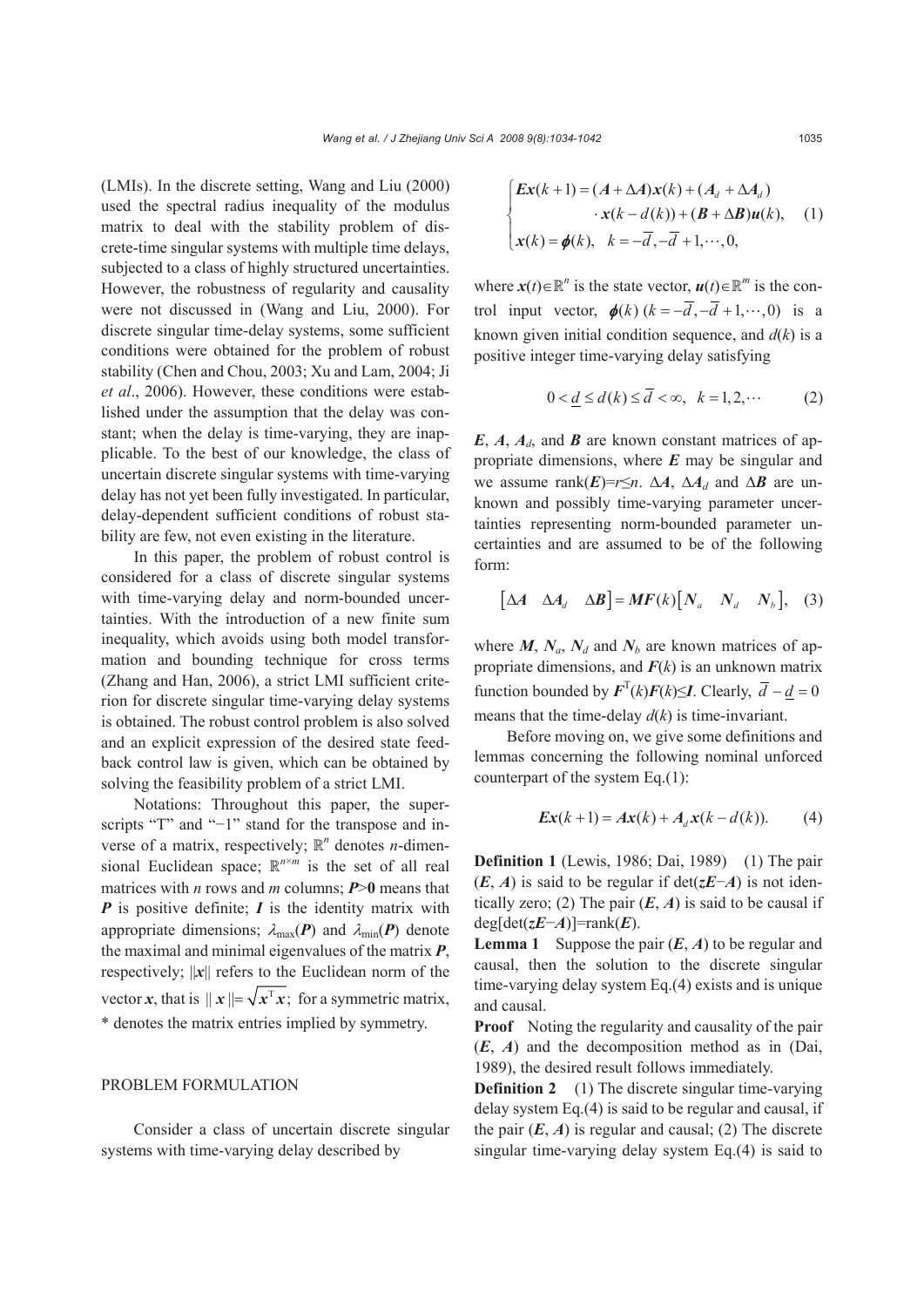(LMIs). In the discrete setting, Wang and Liu (2000) used the spectral radius inequality of the modulus matrix to deal with the stability problem of discrete-time singular systems with multiple time delays, subjected to a class of highly structured uncertainties. However, the robustness of regularity and causality were not discussed in (Wang and Liu, 2000). For discrete singular time-delay systems, some sufficient conditions were obtained for the problem of robust stability (Chen and Chou, 2003; Xu and Lam, 2004; Ji *et al*., 2006). However, these conditions were established under the assumption that the delay was constant; when the delay is time-varying, they are inapplicable. To the best of our knowledge, the class of uncertain discrete singular systems with time-varying delay has not yet been fully investigated. In particular, delay-dependent sufficient conditions of robust stability are few, not even existing in the literature.

In this paper, the problem of robust control is considered for a class of discrete singular systems with time-varying delay and norm-bounded uncertainties. With the introduction of a new finite sum inequality, which avoids using both model transformation and bounding technique for cross terms (Zhang and Han, 2006), a strict LMI sufficient criterion for discrete singular time-varying delay systems is obtained. The robust control problem is also solved and an explicit expression of the desired state feedback control law is given, which can be obtained by solving the feasibility problem of a strict LMI.

Notations: Throughout this paper, the superscripts "T" and "−1" stand for the transpose and inverse of a matrix, respectively; $\mathbb{R}^n$ denotes $n$-dimensional Euclidean space; $\mathbb{R}^{n\times m}$ is the set of all real matrices with $n$ rows and $m$ columns; $\boldsymbol{P}>\boldsymbol{0}$ means that $\boldsymbol{P}$ is positive definite; $\boldsymbol{I}$ is the identity matrix with appropriate dimensions; $\lambda_{\max}(\boldsymbol{P})$ and $\lambda_{\min}(\boldsymbol{P})$ denote the maximal and minimal eigenvalues of the matrix $\boldsymbol{P}$, respectively; $\|\boldsymbol{x}\|$ refers to the Euclidean norm of the vector $\boldsymbol{x}$, that is $\|\boldsymbol{x}\|=\sqrt{\boldsymbol{x}^{\mathrm{T}}\boldsymbol{x}}$; for a symmetric matrix, * denotes the matrix entries implied by symmetry.

## PROBLEM FORMULATION

Consider a class of uncertain discrete singular systems with time-varying delay described by

$$\begin{cases}\boldsymbol{Ex}(k+1)=(\boldsymbol{A}+\Delta\boldsymbol{A})\boldsymbol{x}(k)+(\boldsymbol{A}_d+\Delta\boldsymbol{A}_d)\\ \qquad\cdot\boldsymbol{x}(k-d(k))+(\boldsymbol{B}+\Delta\boldsymbol{B})\boldsymbol{u}(k),\\ \boldsymbol{x}(k)=\boldsymbol{\phi}(k),\quad k=-\overline{d},-\overline{d}+1,\cdots,0,\end{cases}\qquad(1)$$

where $\boldsymbol{x}(t)\in\mathbb{R}^n$ is the state vector, $\boldsymbol{u}(t)\in\mathbb{R}^m$ is the control input vector, $\boldsymbol{\phi}(k)\ (k=-\overline{d},-\overline{d}+1,\cdots,0)$ is a known given initial condition sequence, and $d(k)$ is a positive integer time-varying delay satisfying

$$0<\underline{d}\le d(k)\le\overline{d}<\infty,\quad k=1,2,\cdots\qquad(2)$$

$\boldsymbol{E}$, $\boldsymbol{A}$, $\boldsymbol{A}_d$, and $\boldsymbol{B}$ are known constant matrices of appropriate dimensions, where $\boldsymbol{E}$ may be singular and we assume rank($\boldsymbol{E}$)=$r\le n$. $\Delta\boldsymbol{A}$, $\Delta\boldsymbol{A}_d$ and $\Delta\boldsymbol{B}$ are unknown and possibly time-varying parameter uncertainties representing norm-bounded parameter uncertainties and are assumed to be of the following form:

$$\begin{bmatrix}\Delta\boldsymbol{A} & \Delta\boldsymbol{A}_d & \Delta\boldsymbol{B}\end{bmatrix}=\boldsymbol{MF}(k)\begin{bmatrix}\boldsymbol{N}_a & \boldsymbol{N}_d & \boldsymbol{N}_b\end{bmatrix},\qquad(3)$$

where $\boldsymbol{M}$, $\boldsymbol{N}_a$, $\boldsymbol{N}_d$ and $\boldsymbol{N}_b$ are known matrices of appropriate dimensions, and $\boldsymbol{F}(k)$ is an unknown matrix function bounded by $\boldsymbol{F}^{\mathrm{T}}(k)\boldsymbol{F}(k)\le\boldsymbol{I}$. Clearly, $\overline{d}-\underline{d}=0$ means that the time-delay $d(k)$ is time-invariant.

Before moving on, we give some definitions and lemmas concerning the following nominal unforced counterpart of the system Eq.(1):

$$\boldsymbol{Ex}(k+1)=\boldsymbol{Ax}(k)+\boldsymbol{A}_d\boldsymbol{x}(k-d(k)).\qquad(4)$$

**Definition 1** (Lewis, 1986; Dai, 1989) (1) The pair ($\boldsymbol{E}$, $\boldsymbol{A}$) is said to be regular if det($z\boldsymbol{E}-\boldsymbol{A}$) is not identically zero; (2) The pair ($\boldsymbol{E}$, $\boldsymbol{A}$) is said to be causal if deg[det($z\boldsymbol{E}-\boldsymbol{A}$)]=rank($\boldsymbol{E}$).

**Lemma 1** Suppose the pair ($\boldsymbol{E}$, $\boldsymbol{A}$) to be regular and causal, then the solution to the discrete singular time-varying delay system Eq.(4) exists and is unique and causal.

**Proof** Noting the regularity and causality of the pair ($\boldsymbol{E}$, $\boldsymbol{A}$) and the decomposition method as in (Dai, 1989), the desired result follows immediately.

**Definition 2** (1) The discrete singular time-varying delay system Eq.(4) is said to be regular and causal, if the pair ($\boldsymbol{E}$, $\boldsymbol{A}$) is regular and causal; (2) The discrete singular time-varying delay system Eq.(4) is said to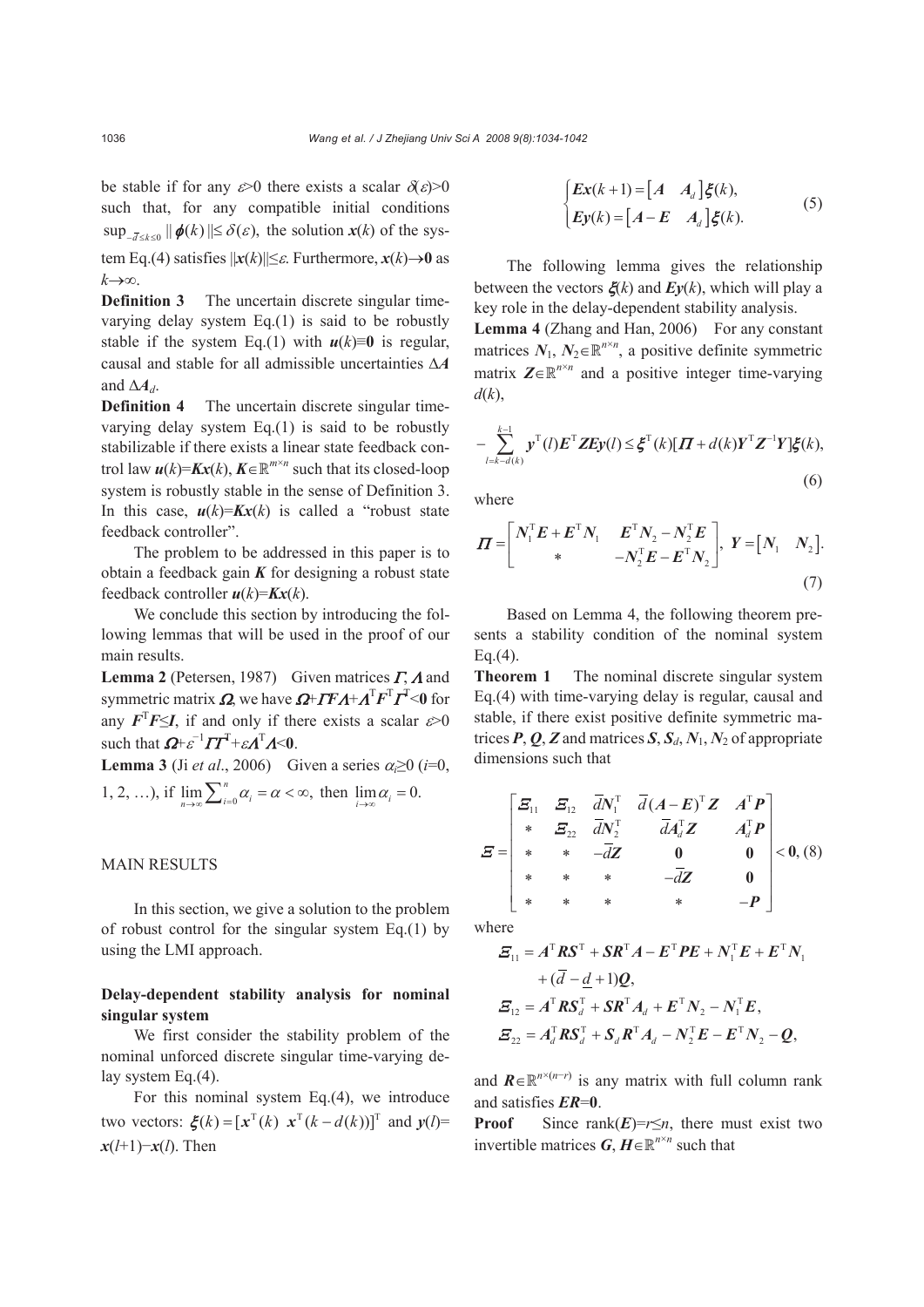be stable if for any $\varepsilon>0$ there exists a scalar $\delta(\varepsilon)>0$ such that, for any compatible initial conditions $\sup_{-\bar{d}\le k\le 0}\|\boldsymbol{\phi}(k)\|\le\delta(\varepsilon)$, the solution $\boldsymbol{x}(k)$ of the system Eq.(4) satisfies $\|\boldsymbol{x}(k)\|\le\varepsilon$. Furthermore, $\boldsymbol{x}(k)\to\boldsymbol{0}$ as $k\to\infty$.

**Definition 3** The uncertain discrete singular time-varying delay system Eq.(1) is said to be robustly stable if the system Eq.(1) with $\boldsymbol{u}(k)\equiv\boldsymbol{0}$ is regular, causal and stable for all admissible uncertainties $\Delta\boldsymbol{A}$ and $\Delta\boldsymbol{A}_d$.

**Definition 4** The uncertain discrete singular time-varying delay system Eq.(1) is said to be robustly stabilizable if there exists a linear state feedback control law $\boldsymbol{u}(k)=\boldsymbol{K}\boldsymbol{x}(k)$, $\boldsymbol{K}\in\mathbb{R}^{m\times n}$ such that its closed-loop system is robustly stable in the sense of Definition 3. In this case, $\boldsymbol{u}(k)=\boldsymbol{K}\boldsymbol{x}(k)$ is called a "robust state feedback controller".

The problem to be addressed in this paper is to obtain a feedback gain $\boldsymbol{K}$ for designing a robust state feedback controller $\boldsymbol{u}(k)=\boldsymbol{K}\boldsymbol{x}(k)$.

We conclude this section by introducing the following lemmas that will be used in the proof of our main results.

**Lemma 2** (Petersen, 1987) Given matrices $\boldsymbol{\Gamma}$, $\boldsymbol{\Lambda}$ and symmetric matrix $\boldsymbol{\Omega}$, we have $\boldsymbol{\Omega}+\boldsymbol{\Gamma}\boldsymbol{F}\boldsymbol{\Lambda}+\boldsymbol{\Lambda}^{\mathrm{T}}\boldsymbol{F}^{\mathrm{T}}\boldsymbol{\Gamma}^{\mathrm{T}}<\boldsymbol{0}$ for any $\boldsymbol{F}^{\mathrm{T}}\boldsymbol{F}\le\boldsymbol{I}$, if and only if there exists a scalar $\varepsilon>0$ such that $\boldsymbol{\Omega}+\varepsilon^{-1}\boldsymbol{\Gamma}\boldsymbol{\Gamma}^{\mathrm{T}}+\varepsilon\boldsymbol{\Lambda}^{\mathrm{T}}\boldsymbol{\Lambda}<\boldsymbol{0}$.

**Lemma 3** (Ji *et al*., 2006) Given a series $\alpha_i\ge 0$ ($i$=0, 1, 2, …), if $\lim_{n\to\infty}\sum_{i=0}^{n}\alpha_i=\alpha<\infty$, then $\lim_{i\to\infty}\alpha_i=0$.

## MAIN RESULTS

In this section, we give a solution to the problem of robust control for the singular system Eq.(1) by using the LMI approach.

### Delay-dependent stability analysis for nominal singular system

We first consider the stability problem of the nominal unforced discrete singular time-varying delay system Eq.(4).

For this nominal system Eq.(4), we introduce two vectors: $\boldsymbol{\xi}(k)=[\boldsymbol{x}^{\mathrm{T}}(k)\;\;\boldsymbol{x}^{\mathrm{T}}(k-d(k))]^{\mathrm{T}}$ and $\boldsymbol{y}(l)=\boldsymbol{x}(l+1)-\boldsymbol{x}(l)$. Then

$$\begin{cases}\boldsymbol{E}\boldsymbol{x}(k+1)=\begin{bmatrix}\boldsymbol{A} & \boldsymbol{A}_d\end{bmatrix}\boldsymbol{\xi}(k),\\ \boldsymbol{E}\boldsymbol{y}(k)=\begin{bmatrix}\boldsymbol{A}-\boldsymbol{E} & \boldsymbol{A}_d\end{bmatrix}\boldsymbol{\xi}(k).\end{cases}\tag{5}$$

The following lemma gives the relationship between the vectors $\boldsymbol{\xi}(k)$ and $\boldsymbol{E}\boldsymbol{y}(k)$, which will play a key role in the delay-dependent stability analysis.

**Lemma 4** (Zhang and Han, 2006) For any constant matrices $\boldsymbol{N}_1$, $\boldsymbol{N}_2\in\mathbb{R}^{n\times n}$, a positive definite symmetric matrix $\boldsymbol{Z}\in\mathbb{R}^{n\times n}$ and a positive integer time-varying $d(k)$,

$$-\sum_{l=k-d(k)}^{k-1}\boldsymbol{y}^{\mathrm{T}}(l)\boldsymbol{E}^{\mathrm{T}}\boldsymbol{Z}\boldsymbol{E}\boldsymbol{y}(l)\le\boldsymbol{\xi}^{\mathrm{T}}(k)[\boldsymbol{\Pi}+d(k)\boldsymbol{Y}^{\mathrm{T}}\boldsymbol{Z}^{-1}\boldsymbol{Y}]\boldsymbol{\xi}(k),\tag{6}$$

where

$$\boldsymbol{\Pi}=\begin{bmatrix}\boldsymbol{N}_1^{\mathrm{T}}\boldsymbol{E}+\boldsymbol{E}^{\mathrm{T}}\boldsymbol{N}_1 & \boldsymbol{E}^{\mathrm{T}}\boldsymbol{N}_2-\boldsymbol{N}_1^{\mathrm{T}}\boldsymbol{E}\\ * & -\boldsymbol{N}_2^{\mathrm{T}}\boldsymbol{E}-\boldsymbol{E}^{\mathrm{T}}\boldsymbol{N}_2\end{bmatrix},\;\boldsymbol{Y}=\begin{bmatrix}\boldsymbol{N}_1 & \boldsymbol{N}_2\end{bmatrix}.\tag{7}$$

Based on Lemma 4, the following theorem presents a stability condition of the nominal system Eq.(4).

**Theorem 1** The nominal discrete singular system Eq.(4) with time-varying delay is regular, causal and stable, if there exist positive definite symmetric matrices $\boldsymbol{P}$, $\boldsymbol{Q}$, $\boldsymbol{Z}$ and matrices $\boldsymbol{S}$, $\boldsymbol{S}_d$, $\boldsymbol{N}_1$, $\boldsymbol{N}_2$ of appropriate dimensions such that

$$\boldsymbol{\Xi}=\begin{bmatrix}\boldsymbol{\Xi}_{11} & \boldsymbol{\Xi}_{12} & \bar{d}\boldsymbol{N}_1^{\mathrm{T}} & \bar{d}(\boldsymbol{A}-\boldsymbol{E})^{\mathrm{T}}\boldsymbol{Z} & \boldsymbol{A}^{\mathrm{T}}\boldsymbol{P}\\ * & \boldsymbol{\Xi}_{22} & \bar{d}\boldsymbol{N}_2^{\mathrm{T}} & \bar{d}\boldsymbol{A}_d^{\mathrm{T}}\boldsymbol{Z} & \boldsymbol{A}_d^{\mathrm{T}}\boldsymbol{P}\\ * & * & -\bar{d}\boldsymbol{Z} & \boldsymbol{0} & \boldsymbol{0}\\ * & * & * & -\bar{d}\boldsymbol{Z} & \boldsymbol{0}\\ * & * & * & * & -\boldsymbol{P}\end{bmatrix}<\boldsymbol{0},\tag{8}$$

where

$$\boldsymbol{\Xi}_{11}=\boldsymbol{A}^{\mathrm{T}}\boldsymbol{R}\boldsymbol{S}^{\mathrm{T}}+\boldsymbol{S}\boldsymbol{R}^{\mathrm{T}}\boldsymbol{A}-\boldsymbol{E}^{\mathrm{T}}\boldsymbol{P}\boldsymbol{E}+\boldsymbol{N}_1^{\mathrm{T}}\boldsymbol{E}+\boldsymbol{E}^{\mathrm{T}}\boldsymbol{N}_1+(\bar{d}-\underline{d}+1)\boldsymbol{Q},$$

$$\boldsymbol{\Xi}_{12}=\boldsymbol{A}^{\mathrm{T}}\boldsymbol{R}\boldsymbol{S}_d^{\mathrm{T}}+\boldsymbol{S}\boldsymbol{R}^{\mathrm{T}}\boldsymbol{A}_d+\boldsymbol{E}^{\mathrm{T}}\boldsymbol{N}_2-\boldsymbol{N}_1^{\mathrm{T}}\boldsymbol{E},$$

$$\boldsymbol{\Xi}_{22}=\boldsymbol{A}_d^{\mathrm{T}}\boldsymbol{R}\boldsymbol{S}_d^{\mathrm{T}}+\boldsymbol{S}_d\boldsymbol{R}^{\mathrm{T}}\boldsymbol{A}_d-\boldsymbol{N}_2^{\mathrm{T}}\boldsymbol{E}-\boldsymbol{E}^{\mathrm{T}}\boldsymbol{N}_2-\boldsymbol{Q},$$

and $\boldsymbol{R}\in\mathbb{R}^{n\times(n-r)}$ is any matrix with full column rank and satisfies $\boldsymbol{E}\boldsymbol{R}=\boldsymbol{0}$.

**Proof** Since rank($\boldsymbol{E}$)=$r\le n$, there must exist two invertible matrices $\boldsymbol{G}$, $\boldsymbol{H}\in\mathbb{R}^{n\times n}$ such that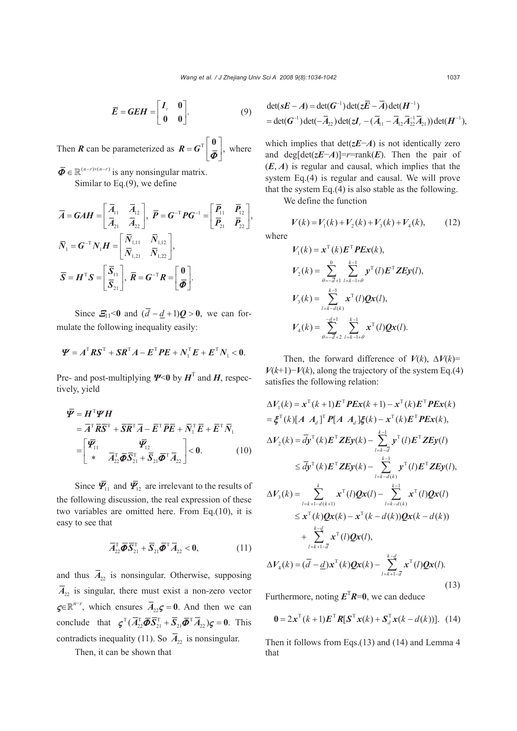$$\bar{\boldsymbol{E}} = \boldsymbol{GEH} = \begin{bmatrix} \boldsymbol{I}_r & \boldsymbol{0} \\ \boldsymbol{0} & \boldsymbol{0} \end{bmatrix}. \tag{9}$$

Then $\boldsymbol{R}$ can be parameterized as $\boldsymbol{R} = \boldsymbol{G}^{\mathrm{T}} \begin{bmatrix} \boldsymbol{0} \\ \bar{\boldsymbol{\Phi}} \end{bmatrix}$, where $\bar{\boldsymbol{\Phi}} \in \mathbb{R}^{(n-r)\times(n-r)}$ is any nonsingular matrix.

Similar to Eq.(9), we define

$$\bar{\boldsymbol{A}} = \boldsymbol{GAH} = \begin{bmatrix} \bar{\boldsymbol{A}}_{11} & \bar{\boldsymbol{A}}_{12} \\ \bar{\boldsymbol{A}}_{21} & \bar{\boldsymbol{A}}_{22} \end{bmatrix},\ \bar{\boldsymbol{P}} = \boldsymbol{G}^{-\mathrm{T}}\boldsymbol{P}\boldsymbol{G}^{-1} = \begin{bmatrix} \bar{\boldsymbol{P}}_{11} & \bar{\boldsymbol{P}}_{12} \\ \bar{\boldsymbol{P}}_{21} & \bar{\boldsymbol{P}}_{22} \end{bmatrix},$$

$$\bar{\boldsymbol{N}}_1 = \boldsymbol{G}^{-\mathrm{T}}\boldsymbol{N}_1\boldsymbol{H} = \begin{bmatrix} \bar{\boldsymbol{N}}_{1,11} & \bar{\boldsymbol{N}}_{1,12} \\ \bar{\boldsymbol{N}}_{1,21} & \bar{\boldsymbol{N}}_{1,22} \end{bmatrix},$$

$$\bar{\boldsymbol{S}} = \boldsymbol{H}^{\mathrm{T}}\boldsymbol{S} = \begin{bmatrix} \bar{\boldsymbol{S}}_{11} \\ \bar{\boldsymbol{S}}_{21} \end{bmatrix},\ \bar{\boldsymbol{R}} = \boldsymbol{G}^{-\mathrm{T}}\boldsymbol{R} = \begin{bmatrix} \boldsymbol{0} \\ \bar{\boldsymbol{\Phi}} \end{bmatrix}.$$

Since $\boldsymbol{\Xi}_{11}<\boldsymbol{0}$ and $(\bar{d}-\underline{d}+1)\boldsymbol{Q}>\boldsymbol{0}$, we can formulate the following inequality easily:

$$\boldsymbol{\Psi} = \boldsymbol{A}^{\mathrm{T}}\boldsymbol{R}\boldsymbol{S}^{\mathrm{T}} + \boldsymbol{S}\boldsymbol{R}^{\mathrm{T}}\boldsymbol{A} - \boldsymbol{E}^{\mathrm{T}}\boldsymbol{P}\boldsymbol{E} + \boldsymbol{N}_1^{\mathrm{T}}\boldsymbol{E} + \boldsymbol{E}^{\mathrm{T}}\boldsymbol{N}_1 < \boldsymbol{0}.$$

Pre- and post-multiplying $\boldsymbol{\Psi}<\boldsymbol{0}$ by $\boldsymbol{H}^{\mathrm{T}}$ and $\boldsymbol{H}$, respectively, yield

$$\begin{aligned} \bar{\boldsymbol{\Psi}} &= \boldsymbol{H}^{\mathrm{T}}\boldsymbol{\Psi}\boldsymbol{H} \\ &= \bar{\boldsymbol{A}}^{\mathrm{T}}\bar{\boldsymbol{R}}\bar{\boldsymbol{S}}^{\mathrm{T}} + \bar{\boldsymbol{S}}\bar{\boldsymbol{R}}^{\mathrm{T}}\bar{\boldsymbol{A}} - \bar{\boldsymbol{E}}^{\mathrm{T}}\bar{\boldsymbol{P}}\bar{\boldsymbol{E}} + \bar{\boldsymbol{N}}_1^{\mathrm{T}}\bar{\boldsymbol{E}} + \bar{\boldsymbol{E}}^{\mathrm{T}}\bar{\boldsymbol{N}}_1 \\ &= \begin{bmatrix} \bar{\boldsymbol{\Psi}}_{11} & \bar{\boldsymbol{\Psi}}_{12} \\ * & \bar{\boldsymbol{A}}_{22}^{\mathrm{T}}\bar{\boldsymbol{\Phi}}\bar{\boldsymbol{S}}_{21}^{\mathrm{T}} + \bar{\boldsymbol{S}}_{21}\bar{\boldsymbol{\Phi}}^{\mathrm{T}}\bar{\boldsymbol{A}}_{22} \end{bmatrix} < \boldsymbol{0}. \end{aligned} \tag{10}$$

Since $\bar{\boldsymbol{\Psi}}_{11}$ and $\bar{\boldsymbol{\Psi}}_{12}$ are irrelevant to the results of the following discussion, the real expression of these two variables are omitted here. From Eq.(10), it is easy to see that

$$\bar{\boldsymbol{A}}_{22}^{\mathrm{T}}\bar{\boldsymbol{\Phi}}\bar{\boldsymbol{S}}_{21}^{\mathrm{T}} + \bar{\boldsymbol{S}}_{21}\bar{\boldsymbol{\Phi}}^{\mathrm{T}}\bar{\boldsymbol{A}}_{22} < \boldsymbol{0}, \tag{11}$$

and thus $\bar{\boldsymbol{A}}_{22}$ is nonsingular. Otherwise, supposing $\bar{\boldsymbol{A}}_{22}$ is singular, there must exist a non-zero vector $\boldsymbol{\varsigma}\in\mathbb{R}^{n-r}$, which ensures $\bar{\boldsymbol{A}}_{22}\boldsymbol{\varsigma}=\boldsymbol{0}$. And then we can conclude that $\boldsymbol{\varsigma}^{\mathrm{T}}(\bar{\boldsymbol{A}}_{22}^{\mathrm{T}}\bar{\boldsymbol{\Phi}}\bar{\boldsymbol{S}}_{21}^{\mathrm{T}} + \bar{\boldsymbol{S}}_{21}\bar{\boldsymbol{\Phi}}^{\mathrm{T}}\bar{\boldsymbol{A}}_{22})\boldsymbol{\varsigma}=\boldsymbol{0}$. This contradicts inequality (11). So $\bar{\boldsymbol{A}}_{22}$ is nonsingular.

Then, it can be shown that

$$\begin{aligned} &\det(s\boldsymbol{E}-\boldsymbol{A}) = \det(\boldsymbol{G}^{-1})\det(z\bar{\boldsymbol{E}}-\bar{\boldsymbol{A}})\det(\boldsymbol{H}^{-1}) \\ &= \det(\boldsymbol{G}^{-1})\det(-\bar{\boldsymbol{A}}_{22})\det(z\boldsymbol{I}_r-(\bar{\boldsymbol{A}}_{11}-\bar{\boldsymbol{A}}_{12}\bar{\boldsymbol{A}}_{22}^{-1}\bar{\boldsymbol{A}}_{21}))\det(\boldsymbol{H}^{-1}), \end{aligned}$$

which implies that $\det(z\boldsymbol{E}-\boldsymbol{A})$ is not identically zero and $\deg[\det(z\boldsymbol{E}-\boldsymbol{A})]=r=\mathrm{rank}(\boldsymbol{E})$. Then the pair of $(\boldsymbol{E}, \boldsymbol{A})$ is regular and causal, which implies that the system Eq.(4) is regular and causal. We will prove that the system Eq.(4) is also stable as the following.

We define the function

$$V(k) = V_1(k) + V_2(k) + V_3(k) + V_4(k), \tag{12}$$

where

$$V_1(k) = \boldsymbol{x}^{\mathrm{T}}(k)\boldsymbol{E}^{\mathrm{T}}\boldsymbol{P}\boldsymbol{E}\boldsymbol{x}(k),$$

$$V_2(k) = \sum_{\theta=-\bar{d}+1}^{0}\sum_{l=k-1+\theta}^{k-1}\boldsymbol{y}^{\mathrm{T}}(l)\boldsymbol{E}^{\mathrm{T}}\boldsymbol{Z}\boldsymbol{E}\boldsymbol{y}(l),$$

$$V_3(k) = \sum_{l=k-d(k)}^{k-1}\boldsymbol{x}^{\mathrm{T}}(l)\boldsymbol{Q}\boldsymbol{x}(l),$$

$$V_4(k) = \sum_{\theta=-\bar{d}+2}^{-\underline{d}+1}\sum_{l=k-1+\theta}^{k-1}\boldsymbol{x}^{\mathrm{T}}(l)\boldsymbol{Q}\boldsymbol{x}(l).$$

Then, the forward difference of $V(k)$, $\Delta V(k)=V(k+1)-V(k)$, along the trajectory of the system Eq.(4) satisfies the following relation:

$$\begin{aligned} \Delta V_1(k) &= \boldsymbol{x}^{\mathrm{T}}(k+1)\boldsymbol{E}^{\mathrm{T}}\boldsymbol{P}\boldsymbol{E}\boldsymbol{x}(k+1) - \boldsymbol{x}^{\mathrm{T}}(k)\boldsymbol{E}^{\mathrm{T}}\boldsymbol{P}\boldsymbol{E}\boldsymbol{x}(k) \\ &= \boldsymbol{\xi}^{\mathrm{T}}(k)[\boldsymbol{A}\ \ \boldsymbol{A}_d]^{\mathrm{T}}\boldsymbol{P}[\boldsymbol{A}\ \ \boldsymbol{A}_d]\boldsymbol{\xi}(k) - \boldsymbol{x}^{\mathrm{T}}(k)\boldsymbol{E}^{\mathrm{T}}\boldsymbol{P}\boldsymbol{E}\boldsymbol{x}(k), \\ \Delta V_2(k) &= \bar{d}\boldsymbol{y}^{\mathrm{T}}(k)\boldsymbol{E}^{\mathrm{T}}\boldsymbol{Z}\boldsymbol{E}\boldsymbol{y}(k) - \sum_{l=k-\bar{d}}^{k-1}\boldsymbol{y}^{\mathrm{T}}(l)\boldsymbol{E}^{\mathrm{T}}\boldsymbol{Z}\boldsymbol{E}\boldsymbol{y}(l) \\ &\le \bar{d}\boldsymbol{y}^{\mathrm{T}}(k)\boldsymbol{E}^{\mathrm{T}}\boldsymbol{Z}\boldsymbol{E}\boldsymbol{y}(k) - \sum_{l=k-d(k)}^{k-1}\boldsymbol{y}^{\mathrm{T}}(l)\boldsymbol{E}^{\mathrm{T}}\boldsymbol{Z}\boldsymbol{E}\boldsymbol{y}(l), \\ \Delta V_3(k) &= \sum_{l=k+1-d(k+1)}^{k}\boldsymbol{x}^{\mathrm{T}}(l)\boldsymbol{Q}\boldsymbol{x}(l) - \sum_{l=k-d(k)}^{k-1}\boldsymbol{x}^{\mathrm{T}}(l)\boldsymbol{Q}\boldsymbol{x}(l) \\ &\le \boldsymbol{x}^{\mathrm{T}}(k)\boldsymbol{Q}\boldsymbol{x}(k) - \boldsymbol{x}^{\mathrm{T}}(k-d(k))\boldsymbol{Q}\boldsymbol{x}(k-d(k)) \\ &\quad + \sum_{l=k+1-\bar{d}}^{k-\underline{d}}\boldsymbol{x}^{\mathrm{T}}(l)\boldsymbol{Q}\boldsymbol{x}(l), \\ \Delta V_4(k) &= (\bar{d}-\underline{d})\boldsymbol{x}^{\mathrm{T}}(k)\boldsymbol{Q}\boldsymbol{x}(k) - \sum_{l=k+1-\bar{d}}^{k-\underline{d}}\boldsymbol{x}^{\mathrm{T}}(l)\boldsymbol{Q}\boldsymbol{x}(l). \end{aligned} \tag{13}$$

Furthermore, noting $\boldsymbol{E}^{\mathrm{T}}\boldsymbol{R}=\boldsymbol{0}$, we can deduce

$$\boldsymbol{0} = 2\boldsymbol{x}^{\mathrm{T}}(k+1)\boldsymbol{E}^{\mathrm{T}}\boldsymbol{R}[\boldsymbol{S}^{\mathrm{T}}\boldsymbol{x}(k) + \boldsymbol{S}_d^{\mathrm{T}}\boldsymbol{x}(k-d(k))]. \tag{14}$$

Then it follows from Eqs.(13) and (14) and Lemma 4 that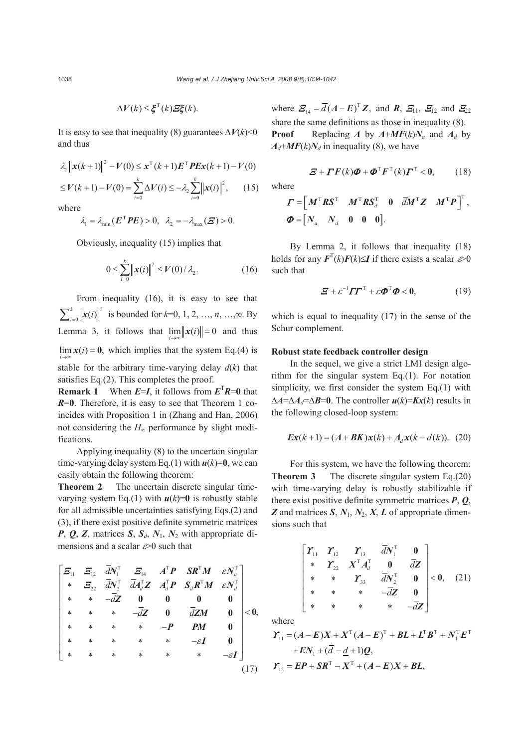$$\Delta \boldsymbol{V}(k) \le \boldsymbol{\xi}^{\mathrm{T}}(k)\boldsymbol{\Xi}\boldsymbol{\xi}(k).$$

It is easy to see that inequality (8) guarantees $\Delta \boldsymbol{V}(k)<0$ and thus

$$\lambda_1 \left\| \boldsymbol{x}(k+1) \right\|^2 - \boldsymbol{V}(0) \le \boldsymbol{x}^{\mathrm{T}}(k+1)\boldsymbol{E}^{\mathrm{T}}\boldsymbol{P}\boldsymbol{E}\boldsymbol{x}(k+1) - \boldsymbol{V}(0)$$
$$\le \boldsymbol{V}(k+1) - \boldsymbol{V}(0) = \sum_{i=0}^{k} \Delta \boldsymbol{V}(i) \le -\lambda_2 \sum_{i=0}^{k} \left\| \boldsymbol{x}(i) \right\|^2, \quad (15)$$

where

$$\lambda_1 = \lambda_{\min}(\boldsymbol{E}^{\mathrm{T}}\boldsymbol{P}\boldsymbol{E}) > 0, \;\; \lambda_2 = -\lambda_{\max}(\boldsymbol{\Xi}) > 0.$$

Obviously, inequality (15) implies that

$$0 \le \sum_{i=0}^{k} \left\| \boldsymbol{x}(i) \right\|^2 \le \boldsymbol{V}(0)/\lambda_2. \quad (16)$$

From inequality (16), it is easy to see that $\sum_{i=0}^{k} \left\| \boldsymbol{x}(i) \right\|^2$ is bounded for $k$=0, 1, 2, …, $n$, …,∞. By Lemma 3, it follows that $\lim_{i\to\infty} \left\| \boldsymbol{x}(i) \right\| = 0$ and thus $\lim_{i\to\infty} \boldsymbol{x}(i) = \boldsymbol{0}$, which implies that the system Eq.(4) is stable for the arbitrary time-varying delay $d(k)$ that satisfies Eq.(2). This completes the proof.

**Remark 1** When $\boldsymbol{E}=\boldsymbol{I}$, it follows from $\boldsymbol{E}^{\mathrm{T}}\boldsymbol{R}=\boldsymbol{0}$ that $\boldsymbol{R}=\boldsymbol{0}$. Therefore, it is easy to see that Theorem 1 coincides with Proposition 1 in (Zhang and Han, 2006) not considering the $H_\infty$ performance by slight modifications.

Applying inequality (8) to the uncertain singular time-varying delay system Eq.(1) with $\boldsymbol{u}(k)=\boldsymbol{0}$, we can easily obtain the following theorem:

**Theorem 2** The uncertain discrete singular time-varying system Eq.(1) with $\boldsymbol{u}(k)=\boldsymbol{0}$ is robustly stable for all admissible uncertainties satisfying Eqs.(2) and (3), if there exist positive definite symmetric matrices $\boldsymbol{P}$, $\boldsymbol{Q}$, $\boldsymbol{Z}$, matrices $\boldsymbol{S}$, $\boldsymbol{S}_d$, $\boldsymbol{N}_1$, $\boldsymbol{N}_2$ with appropriate dimensions and a scalar $\varepsilon>0$ such that

$$\begin{bmatrix} \boldsymbol{\Xi}_{11} & \boldsymbol{\Xi}_{12} & \bar{d}\boldsymbol{N}_1^{\mathrm{T}} & \boldsymbol{\Xi}_{14} & \boldsymbol{A}^{\mathrm{T}}\boldsymbol{P} & \boldsymbol{S}\boldsymbol{R}^{\mathrm{T}}\boldsymbol{M} & \varepsilon \boldsymbol{N}_a^{\mathrm{T}} \\ * & \boldsymbol{\Xi}_{22} & \bar{d}\boldsymbol{N}_2^{\mathrm{T}} & \bar{d}\boldsymbol{A}_d^{\mathrm{T}}\boldsymbol{Z} & \boldsymbol{A}_d^{\mathrm{T}}\boldsymbol{P} & \boldsymbol{S}_d\boldsymbol{R}^{\mathrm{T}}\boldsymbol{M} & \varepsilon \boldsymbol{N}_d^{\mathrm{T}} \\ * & * & -\bar{d}\boldsymbol{Z} & \boldsymbol{0} & \boldsymbol{0} & \boldsymbol{0} & \boldsymbol{0} \\ * & * & * & -\bar{d}\boldsymbol{Z} & \boldsymbol{0} & \bar{d}\boldsymbol{Z}\boldsymbol{M} & \boldsymbol{0} \\ * & * & * & * & -\boldsymbol{P} & \boldsymbol{P}\boldsymbol{M} & \boldsymbol{0} \\ * & * & * & * & * & -\varepsilon \boldsymbol{I} & \boldsymbol{0} \\ * & * & * & * & * & * & -\varepsilon \boldsymbol{I} \end{bmatrix} < \boldsymbol{0}, \quad (17)$$

where $\boldsymbol{\Xi}_{14} = \bar{d}(\boldsymbol{A}-\boldsymbol{E})^{\mathrm{T}}\boldsymbol{Z}$, and $\boldsymbol{R}$, $\boldsymbol{\Xi}_{11}$, $\boldsymbol{\Xi}_{12}$ and $\boldsymbol{\Xi}_{22}$ share the same definitions as those in inequality (8).

**Proof** Replacing $\boldsymbol{A}$ by $\boldsymbol{A}+\boldsymbol{M}\boldsymbol{F}(k)\boldsymbol{N}_a$ and $\boldsymbol{A}_d$ by $\boldsymbol{A}_d+\boldsymbol{M}\boldsymbol{F}(k)\boldsymbol{N}_d$ in inequality (8), we have

$$\boldsymbol{\Xi} + \boldsymbol{\Gamma}\boldsymbol{F}(k)\boldsymbol{\Phi} + \boldsymbol{\Phi}^{\mathrm{T}}\boldsymbol{F}^{\mathrm{T}}(k)\boldsymbol{\Gamma}^{\mathrm{T}} < \boldsymbol{0}, \quad (18)$$

where

$$\boldsymbol{\Gamma} = \begin{bmatrix} \boldsymbol{M}^{\mathrm{T}}\boldsymbol{R}\boldsymbol{S}^{\mathrm{T}} & \boldsymbol{M}^{\mathrm{T}}\boldsymbol{R}\boldsymbol{S}_d^{\mathrm{T}} & \boldsymbol{0} & \bar{d}\boldsymbol{M}^{\mathrm{T}}\boldsymbol{Z} & \boldsymbol{M}^{\mathrm{T}}\boldsymbol{P} \end{bmatrix}^{\mathrm{T}},$$
$$\boldsymbol{\Phi} = \begin{bmatrix} \boldsymbol{N}_a & \boldsymbol{N}_d & \boldsymbol{0} & \boldsymbol{0} & \boldsymbol{0} \end{bmatrix}.$$

By Lemma 2, it follows that inequality (18) holds for any $\boldsymbol{F}^{\mathrm{T}}(k)\boldsymbol{F}(k)\le\boldsymbol{I}$ if there exists a scalar $\varepsilon>0$ such that

$$\boldsymbol{\Xi} + \varepsilon^{-1}\boldsymbol{\Gamma}\boldsymbol{\Gamma}^{\mathrm{T}} + \varepsilon\boldsymbol{\Phi}^{\mathrm{T}}\boldsymbol{\Phi} < \boldsymbol{0}, \quad (19)$$

which is equal to inequality (17) in the sense of the Schur complement.

### Robust state feedback controller design

In the sequel, we give a strict LMI design algorithm for the singular system Eq.(1). For notation simplicity, we first consider the system Eq.(1) with $\Delta\boldsymbol{A}=\Delta\boldsymbol{A}_d=\Delta\boldsymbol{B}=\boldsymbol{0}$. The controller $\boldsymbol{u}(k)=\boldsymbol{K}\boldsymbol{x}(k)$ results in the following closed-loop system:

$$\boldsymbol{E}\boldsymbol{x}(k+1) = (\boldsymbol{A}+\boldsymbol{B}\boldsymbol{K})\boldsymbol{x}(k) + \boldsymbol{A}_d\boldsymbol{x}(k-d(k)). \quad (20)$$

For this system, we have the following theorem:

**Theorem 3** The discrete singular system Eq.(20) with time-varying delay is robustly stabilizable if there exist positive definite symmetric matrices $\boldsymbol{P}$, $\boldsymbol{Q}$, $\boldsymbol{Z}$ and matrices $\boldsymbol{S}$, $\boldsymbol{N}_1$, $\boldsymbol{N}_2$, $\boldsymbol{X}$, $\boldsymbol{L}$ of appropriate dimensions such that

$$\begin{bmatrix} \boldsymbol{\Upsilon}_{11} & \boldsymbol{\Upsilon}_{12} & \boldsymbol{\Upsilon}_{13} & \bar{d}\boldsymbol{N}_1^{\mathrm{T}} & \boldsymbol{0} \\ * & \boldsymbol{\Upsilon}_{22} & \boldsymbol{X}^{\mathrm{T}}\boldsymbol{A}_d^{\mathrm{T}} & \boldsymbol{0} & \bar{d}\boldsymbol{Z} \\ * & * & \boldsymbol{\Upsilon}_{33} & \bar{d}\boldsymbol{N}_2^{\mathrm{T}} & \boldsymbol{0} \\ * & * & * & -\bar{d}\boldsymbol{Z} & \boldsymbol{0} \\ * & * & * & * & -\bar{d}\boldsymbol{Z} \end{bmatrix} < \boldsymbol{0}, \quad (21)$$

where

$$\boldsymbol{\Upsilon}_{11} = (\boldsymbol{A}-\boldsymbol{E})\boldsymbol{X} + \boldsymbol{X}^{\mathrm{T}}(\boldsymbol{A}-\boldsymbol{E})^{\mathrm{T}} + \boldsymbol{B}\boldsymbol{L} + \boldsymbol{L}^{\mathrm{T}}\boldsymbol{B}^{\mathrm{T}} + \boldsymbol{N}_1^{\mathrm{T}}\boldsymbol{E}^{\mathrm{T}}$$
$$+\boldsymbol{E}\boldsymbol{N}_1 + (\bar{d}-\underline{d}+1)\boldsymbol{Q},$$
$$\boldsymbol{\Upsilon}_{12} = \boldsymbol{E}\boldsymbol{P} + \boldsymbol{S}\boldsymbol{R}^{\mathrm{T}} - \boldsymbol{X}^{\mathrm{T}} + (\boldsymbol{A}-\boldsymbol{E})\boldsymbol{X} + \boldsymbol{B}\boldsymbol{L},$$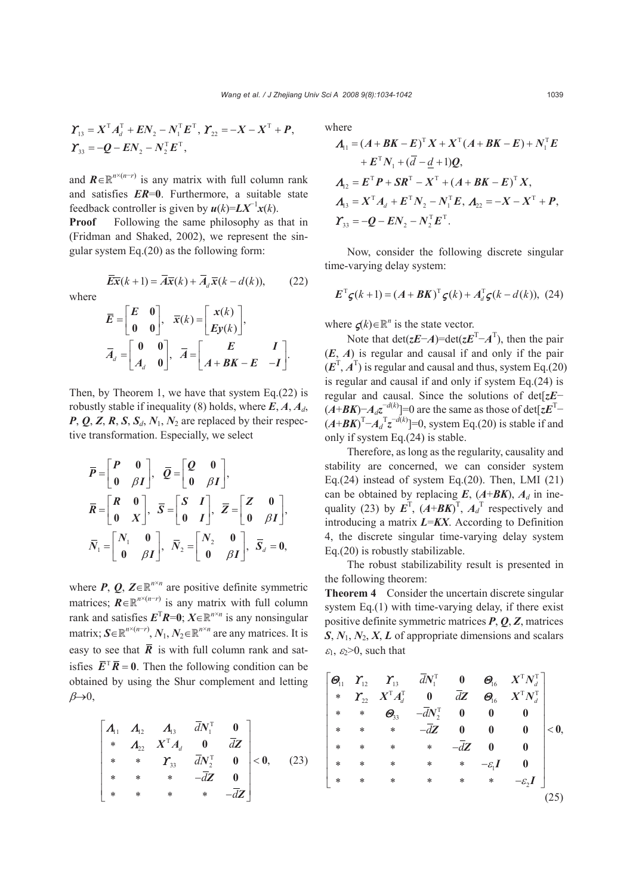$$\boldsymbol{\Upsilon}_{13} = \boldsymbol{X}^{\mathrm{T}}\boldsymbol{A}_d^{\mathrm{T}} + \boldsymbol{E}\boldsymbol{N}_2 - \boldsymbol{N}_1^{\mathrm{T}}\boldsymbol{E}^{\mathrm{T}},\ \boldsymbol{\Upsilon}_{22} = -\boldsymbol{X} - \boldsymbol{X}^{\mathrm{T}} + \boldsymbol{P},$$
$$\boldsymbol{\Upsilon}_{33} = -\boldsymbol{Q} - \boldsymbol{E}\boldsymbol{N}_2 - \boldsymbol{N}_2^{\mathrm{T}}\boldsymbol{E}^{\mathrm{T}},$$

and $\boldsymbol{R}\in\mathbb{R}^{n\times(n-r)}$ is any matrix with full column rank and satisfies $\boldsymbol{ER}=\boldsymbol{0}$. Furthermore, a suitable state feedback controller is given by $\boldsymbol{u}(k)=\boldsymbol{L}\boldsymbol{X}^{-1}\boldsymbol{x}(k)$.

**Proof** Following the same philosophy as that in (Fridman and Shaked, 2002), we represent the singular system Eq.(20) as the following form:

$$\bar{\boldsymbol{E}}\bar{\boldsymbol{x}}(k+1) = \bar{\boldsymbol{A}}\bar{\boldsymbol{x}}(k) + \bar{\boldsymbol{A}}_d\bar{\boldsymbol{x}}(k-d(k)), \tag{22}$$

where

$$\bar{\boldsymbol{E}} = \begin{bmatrix} \boldsymbol{E} & \boldsymbol{0} \\ \boldsymbol{0} & \boldsymbol{0} \end{bmatrix},\quad \bar{\boldsymbol{x}}(k) = \begin{bmatrix} \boldsymbol{x}(k) \\ \boldsymbol{E}\boldsymbol{y}(k) \end{bmatrix},$$
$$\bar{\boldsymbol{A}}_d = \begin{bmatrix} \boldsymbol{0} & \boldsymbol{0} \\ \boldsymbol{A}_d & \boldsymbol{0} \end{bmatrix},\quad \bar{\boldsymbol{A}} = \begin{bmatrix} \boldsymbol{E} & \boldsymbol{I} \\ \boldsymbol{A}+\boldsymbol{BK}-\boldsymbol{E} & -\boldsymbol{I} \end{bmatrix}.$$

Then, by Theorem 1, we have that system Eq.(22) is robustly stable if inequality (8) holds, where $\boldsymbol{E}$, $\boldsymbol{A}$, $\boldsymbol{A}_d$, $\boldsymbol{P}$, $\boldsymbol{Q}$, $\boldsymbol{Z}$, $\boldsymbol{R}$, $\boldsymbol{S}$, $\boldsymbol{S}_d$, $\boldsymbol{N}_1$, $\boldsymbol{N}_2$ are replaced by their respective transformation. Especially, we select

$$\bar{\boldsymbol{P}} = \begin{bmatrix} \boldsymbol{P} & \boldsymbol{0} \\ \boldsymbol{0} & \beta\boldsymbol{I} \end{bmatrix},\quad \bar{\boldsymbol{Q}} = \begin{bmatrix} \boldsymbol{Q} & \boldsymbol{0} \\ \boldsymbol{0} & \beta\boldsymbol{I} \end{bmatrix},$$
$$\bar{\boldsymbol{R}} = \begin{bmatrix} \boldsymbol{R} & \boldsymbol{0} \\ \boldsymbol{0} & \boldsymbol{X} \end{bmatrix},\quad \bar{\boldsymbol{S}} = \begin{bmatrix} \boldsymbol{S} & \boldsymbol{I} \\ \boldsymbol{0} & \boldsymbol{I} \end{bmatrix},\quad \bar{\boldsymbol{Z}} = \begin{bmatrix} \boldsymbol{Z} & \boldsymbol{0} \\ \boldsymbol{0} & \beta\boldsymbol{I} \end{bmatrix},$$
$$\bar{\boldsymbol{N}}_1 = \begin{bmatrix} \boldsymbol{N}_1 & \boldsymbol{0} \\ \boldsymbol{0} & \beta\boldsymbol{I} \end{bmatrix},\quad \bar{\boldsymbol{N}}_2 = \begin{bmatrix} \boldsymbol{N}_2 & \boldsymbol{0} \\ \boldsymbol{0} & \beta\boldsymbol{I} \end{bmatrix},\quad \bar{\boldsymbol{S}}_d = \boldsymbol{0},$$

where $\boldsymbol{P}$, $\boldsymbol{Q}$, $\boldsymbol{Z}\in\mathbb{R}^{n\times n}$ are positive definite symmetric matrices; $\boldsymbol{R}\in\mathbb{R}^{n\times(n-r)}$ is any matrix with full column rank and satisfies $\boldsymbol{E}^{\mathrm{T}}\boldsymbol{R}=\boldsymbol{0}$; $\boldsymbol{X}\in\mathbb{R}^{n\times n}$ is any nonsingular matrix; $\boldsymbol{S}\in\mathbb{R}^{n\times(n-r)}$, $\boldsymbol{N}_1$, $\boldsymbol{N}_2\in\mathbb{R}^{n\times n}$ are any matrices. It is easy to see that $\bar{\boldsymbol{R}}$ is with full column rank and satisfies $\bar{\boldsymbol{E}}^{\mathrm{T}}\bar{\boldsymbol{R}}=\boldsymbol{0}$. Then the following condition can be obtained by using the Shur complement and letting $\beta\to 0$,

$$\begin{bmatrix} \boldsymbol{\Lambda}_{11} & \boldsymbol{\Lambda}_{12} & \boldsymbol{\Lambda}_{13} & \bar{d}\boldsymbol{N}_1^{\mathrm{T}} & \boldsymbol{0} \\ * & \boldsymbol{\Lambda}_{22} & \boldsymbol{X}^{\mathrm{T}}\boldsymbol{A}_d & \boldsymbol{0} & \bar{d}\boldsymbol{Z} \\ * & * & \boldsymbol{\Upsilon}_{33} & \bar{d}\boldsymbol{N}_2^{\mathrm{T}} & \boldsymbol{0} \\ * & * & * & -\bar{d}\boldsymbol{Z} & \boldsymbol{0} \\ * & * & * & * & -\bar{d}\boldsymbol{Z} \end{bmatrix} < \boldsymbol{0}, \tag{23}$$

where

$$\boldsymbol{\Lambda}_{11} = (\boldsymbol{A}+\boldsymbol{BK}-\boldsymbol{E})^{\mathrm{T}}\boldsymbol{X} + \boldsymbol{X}^{\mathrm{T}}(\boldsymbol{A}+\boldsymbol{BK}-\boldsymbol{E}) + \boldsymbol{N}_1^{\mathrm{T}}\boldsymbol{E} + \boldsymbol{E}^{\mathrm{T}}\boldsymbol{N}_1 + (\bar{d}-\underline{d}+1)\boldsymbol{Q},$$
$$\boldsymbol{\Lambda}_{12} = \boldsymbol{E}^{\mathrm{T}}\boldsymbol{P} + \boldsymbol{S}\boldsymbol{R}^{\mathrm{T}} - \boldsymbol{X}^{\mathrm{T}} + (\boldsymbol{A}+\boldsymbol{BK}-\boldsymbol{E})^{\mathrm{T}}\boldsymbol{X},$$
$$\boldsymbol{\Lambda}_{13} = \boldsymbol{X}^{\mathrm{T}}\boldsymbol{A}_d + \boldsymbol{E}^{\mathrm{T}}\boldsymbol{N}_2 - \boldsymbol{N}_1^{\mathrm{T}}\boldsymbol{E},\ \boldsymbol{\Lambda}_{22} = -\boldsymbol{X} - \boldsymbol{X}^{\mathrm{T}} + \boldsymbol{P},$$
$$\boldsymbol{\Upsilon}_{33} = -\boldsymbol{Q} - \boldsymbol{E}\boldsymbol{N}_2 - \boldsymbol{N}_2^{\mathrm{T}}\boldsymbol{E}^{\mathrm{T}}.$$

Now, consider the following discrete singular time-varying delay system:

$$\boldsymbol{E}^{\mathrm{T}}\boldsymbol{\varsigma}(k+1) = (\boldsymbol{A}+\boldsymbol{BK})^{\mathrm{T}}\boldsymbol{\varsigma}(k) + \boldsymbol{A}_d^{\mathrm{T}}\boldsymbol{\varsigma}(k-d(k)), \tag{24}$$

where $\boldsymbol{\varsigma}(k)\in\mathbb{R}^n$ is the state vector.

Note that $\det(z\boldsymbol{E}-\boldsymbol{A})=\det(z\boldsymbol{E}^{\mathrm{T}}-\boldsymbol{A}^{\mathrm{T}})$, then the pair $(\boldsymbol{E}, \boldsymbol{A})$ is regular and causal if and only if the pair $(\boldsymbol{E}^{\mathrm{T}}, \boldsymbol{A}^{\mathrm{T}})$ is regular and causal and thus, system Eq.(20) is regular and causal if and only if system Eq.(24) is regular and causal. Since the solutions of $\det[z\boldsymbol{E}-(\boldsymbol{A}+\boldsymbol{BK})-\boldsymbol{A}_d z^{-d(k)}]=0$ are the same as those of $\det[z\boldsymbol{E}^{\mathrm{T}}-(\boldsymbol{A}+\boldsymbol{BK})^{\mathrm{T}}-\boldsymbol{A}_d^{\mathrm{T}} z^{-d(k)}]=0$, system Eq.(20) is stable if and only if system Eq.(24) is stable.

Therefore, as long as the regularity, causality and stability are concerned, we can consider system Eq.(24) instead of system Eq.(20). Then, LMI (21) can be obtained by replacing $\boldsymbol{E}$, $(\boldsymbol{A}+\boldsymbol{BK})$, $\boldsymbol{A}_d$ in inequality (23) by $\boldsymbol{E}^{\mathrm{T}}$, $(\boldsymbol{A}+\boldsymbol{BK})^{\mathrm{T}}$, $\boldsymbol{A}_d^{\mathrm{T}}$ respectively and introducing a matrix $\boldsymbol{L}=\boldsymbol{KX}$. According to Definition 4, the discrete singular time-varying delay system Eq.(20) is robustly stabilizable.

The robust stabilizability result is presented in the following theorem:

**Theorem 4** Consider the uncertain discrete singular system Eq.(1) with time-varying delay, if there exist positive definite symmetric matrices $\boldsymbol{P}$, $\boldsymbol{Q}$, $\boldsymbol{Z}$, matrices $\boldsymbol{S}$, $\boldsymbol{N}_1$, $\boldsymbol{N}_2$, $\boldsymbol{X}$, $\boldsymbol{L}$ of appropriate dimensions and scalars $\varepsilon_1$, $\varepsilon_2>0$, such that

$$\begin{bmatrix} \boldsymbol{\Theta}_{11} & \boldsymbol{\Upsilon}_{12} & \boldsymbol{\Upsilon}_{13} & \bar{d}\boldsymbol{N}_1^{\mathrm{T}} & \boldsymbol{0} & \boldsymbol{\Theta}_{16} & \boldsymbol{X}^{\mathrm{T}}\boldsymbol{N}_d^{\mathrm{T}} \\ * & \boldsymbol{\Upsilon}_{22} & \boldsymbol{X}^{\mathrm{T}}\boldsymbol{A}_d^{\mathrm{T}} & \boldsymbol{0} & \bar{d}\boldsymbol{Z} & \boldsymbol{\Theta}_{16} & \boldsymbol{X}^{\mathrm{T}}\boldsymbol{N}_d^{\mathrm{T}} \\ * & * & \boldsymbol{\Theta}_{33} & -\bar{d}\boldsymbol{N}_2^{\mathrm{T}} & \boldsymbol{0} & \boldsymbol{0} & \boldsymbol{0} \\ * & * & * & -\bar{d}\boldsymbol{Z} & \boldsymbol{0} & \boldsymbol{0} & \boldsymbol{0} \\ * & * & * & * & -\bar{d}\boldsymbol{Z} & \boldsymbol{0} & \boldsymbol{0} \\ * & * & * & * & * & -\varepsilon_1\boldsymbol{I} & \boldsymbol{0} \\ * & * & * & * & * & * & -\varepsilon_2\boldsymbol{I} \end{bmatrix} < \boldsymbol{0}, \tag{25}$$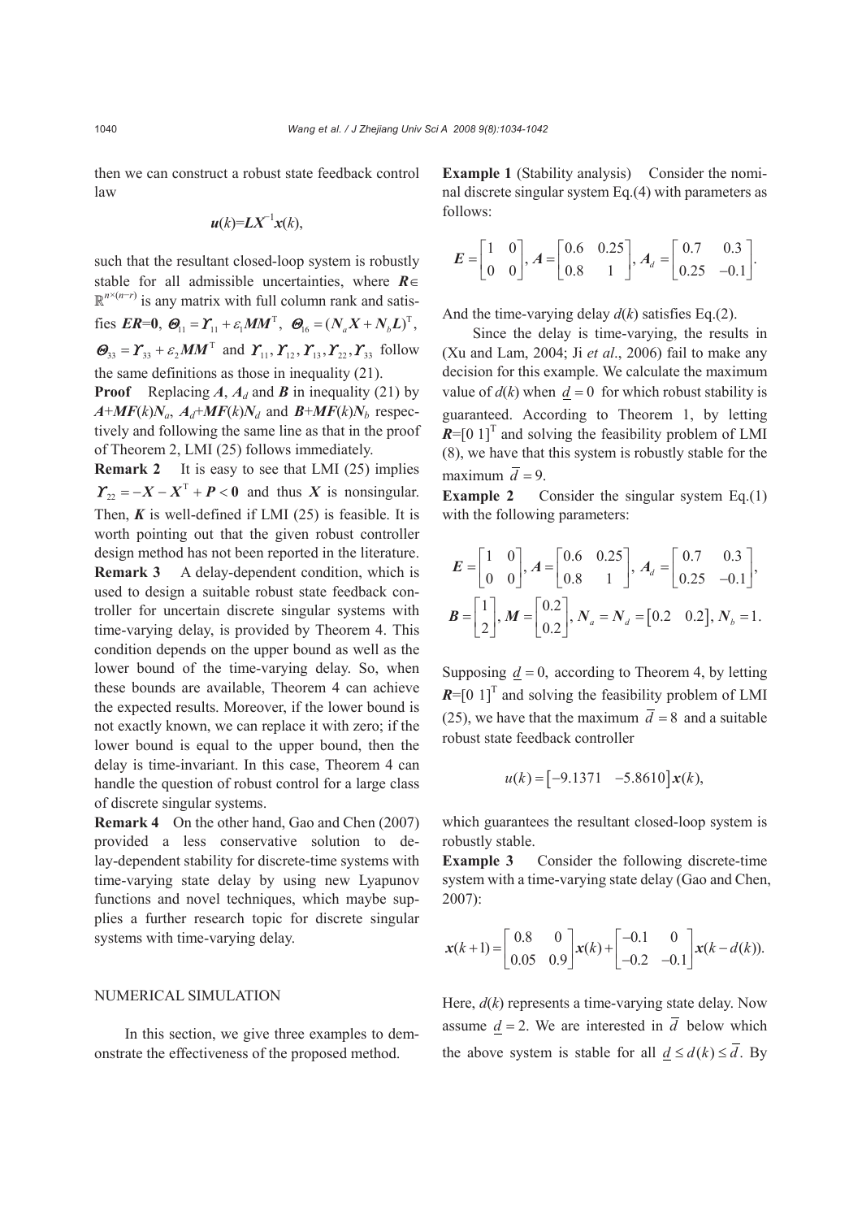then we can construct a robust state feedback control law

$$\boldsymbol{u}(k)=\boldsymbol{L}\boldsymbol{X}^{-1}\boldsymbol{x}(k),$$

such that the resultant closed-loop system is robustly stable for all admissible uncertainties, where $\boldsymbol{R}\in\mathbb{R}^{n\times(n-r)}$ is any matrix with full column rank and satisfies $\boldsymbol{ER}=\boldsymbol{0}$, $\boldsymbol{\Theta}_{11}=\boldsymbol{\Upsilon}_{11}+\varepsilon_1\boldsymbol{MM}^{\mathrm{T}}$, $\boldsymbol{\Theta}_{16}=(\boldsymbol{N}_a\boldsymbol{X}+\boldsymbol{N}_b\boldsymbol{L})^{\mathrm{T}}$, $\boldsymbol{\Theta}_{33}=\boldsymbol{\Upsilon}_{33}+\varepsilon_2\boldsymbol{MM}^{\mathrm{T}}$ and $\boldsymbol{\Upsilon}_{11},\boldsymbol{\Upsilon}_{12},\boldsymbol{\Upsilon}_{13},\boldsymbol{\Upsilon}_{22},\boldsymbol{\Upsilon}_{33}$ follow the same definitions as those in inequality (21).

**Proof** Replacing $\boldsymbol{A}$, $\boldsymbol{A}_d$ and $\boldsymbol{B}$ in inequality (21) by $\boldsymbol{A}$+$\boldsymbol{MF}(k)\boldsymbol{N}_a$, $\boldsymbol{A}_d$+$\boldsymbol{MF}(k)\boldsymbol{N}_d$ and $\boldsymbol{B}$+$\boldsymbol{MF}(k)\boldsymbol{N}_b$ respectively and following the same line as that in the proof of Theorem 2, LMI (25) follows immediately.

**Remark 2** It is easy to see that LMI (25) implies $\boldsymbol{\Upsilon}_{22}=-\boldsymbol{X}-\boldsymbol{X}^{\mathrm{T}}+\boldsymbol{P}<\boldsymbol{0}$ and thus $\boldsymbol{X}$ is nonsingular. Then, $\boldsymbol{K}$ is well-defined if LMI (25) is feasible. It is worth pointing out that the given robust controller design method has not been reported in the literature.

**Remark 3** A delay-dependent condition, which is used to design a suitable robust state feedback controller for uncertain discrete singular systems with time-varying delay, is provided by Theorem 4. This condition depends on the upper bound as well as the lower bound of the time-varying delay. So, when these bounds are available, Theorem 4 can achieve the expected results. Moreover, if the lower bound is not exactly known, we can replace it with zero; if the lower bound is equal to the upper bound, then the delay is time-invariant. In this case, Theorem 4 can handle the question of robust control for a large class of discrete singular systems.

**Remark 4** On the other hand, Gao and Chen (2007) provided a less conservative solution to delay-dependent stability for discrete-time systems with time-varying state delay by using new Lyapunov functions and novel techniques, which maybe supplies a further research topic for discrete singular systems with time-varying delay.

## NUMERICAL SIMULATION

In this section, we give three examples to demonstrate the effectiveness of the proposed method.

**Example 1** (Stability analysis) Consider the nominal discrete singular system Eq.(4) with parameters as follows:

$$\boldsymbol{E}=\begin{bmatrix}1 & 0\\ 0 & 0\end{bmatrix},\ \boldsymbol{A}=\begin{bmatrix}0.6 & 0.25\\ 0.8 & 1\end{bmatrix},\ \boldsymbol{A}_d=\begin{bmatrix}0.7 & 0.3\\ 0.25 & -0.1\end{bmatrix}.$$

And the time-varying delay $d(k)$ satisfies Eq.(2).

Since the delay is time-varying, the results in (Xu and Lam, 2004; Ji *et al*., 2006) fail to make any decision for this example. We calculate the maximum value of $d(k)$ when $\underline{d}=0$ for which robust stability is guaranteed. According to Theorem 1, by letting $\boldsymbol{R}$=[0 1]$^{\mathrm{T}}$ and solving the feasibility problem of LMI (8), we have that this system is robustly stable for the maximum $\overline{d}=9$.

**Example 2** Consider the singular system Eq.(1) with the following parameters:

$$\boldsymbol{E}=\begin{bmatrix}1 & 0\\ 0 & 0\end{bmatrix},\ \boldsymbol{A}=\begin{bmatrix}0.6 & 0.25\\ 0.8 & 1\end{bmatrix},\ \boldsymbol{A}_d=\begin{bmatrix}0.7 & 0.3\\ 0.25 & -0.1\end{bmatrix},$$
$$\boldsymbol{B}=\begin{bmatrix}1\\ 2\end{bmatrix},\ \boldsymbol{M}=\begin{bmatrix}0.2\\ 0.2\end{bmatrix},\ \boldsymbol{N}_a=\boldsymbol{N}_d=\begin{bmatrix}0.2 & 0.2\end{bmatrix},\ \boldsymbol{N}_b=1.$$

Supposing $\underline{d}=0$, according to Theorem 4, by letting $\boldsymbol{R}$=[0 1]$^{\mathrm{T}}$ and solving the feasibility problem of LMI (25), we have that the maximum $\overline{d}=8$ and a suitable robust state feedback controller

$$u(k)=\begin{bmatrix}-9.1371 & -5.8610\end{bmatrix}\boldsymbol{x}(k),$$

which guarantees the resultant closed-loop system is robustly stable.

**Example 3** Consider the following discrete-time system with a time-varying state delay (Gao and Chen, 2007):

$$\boldsymbol{x}(k+1)=\begin{bmatrix}0.8 & 0\\ 0.05 & 0.9\end{bmatrix}\boldsymbol{x}(k)+\begin{bmatrix}-0.1 & 0\\ -0.2 & -0.1\end{bmatrix}\boldsymbol{x}(k-d(k)).$$

Here, $d(k)$ represents a time-varying state delay. Now assume $\underline{d}=2$. We are interested in $\overline{d}$ below which the above system is stable for all $\underline{d}\le d(k)\le\overline{d}$. By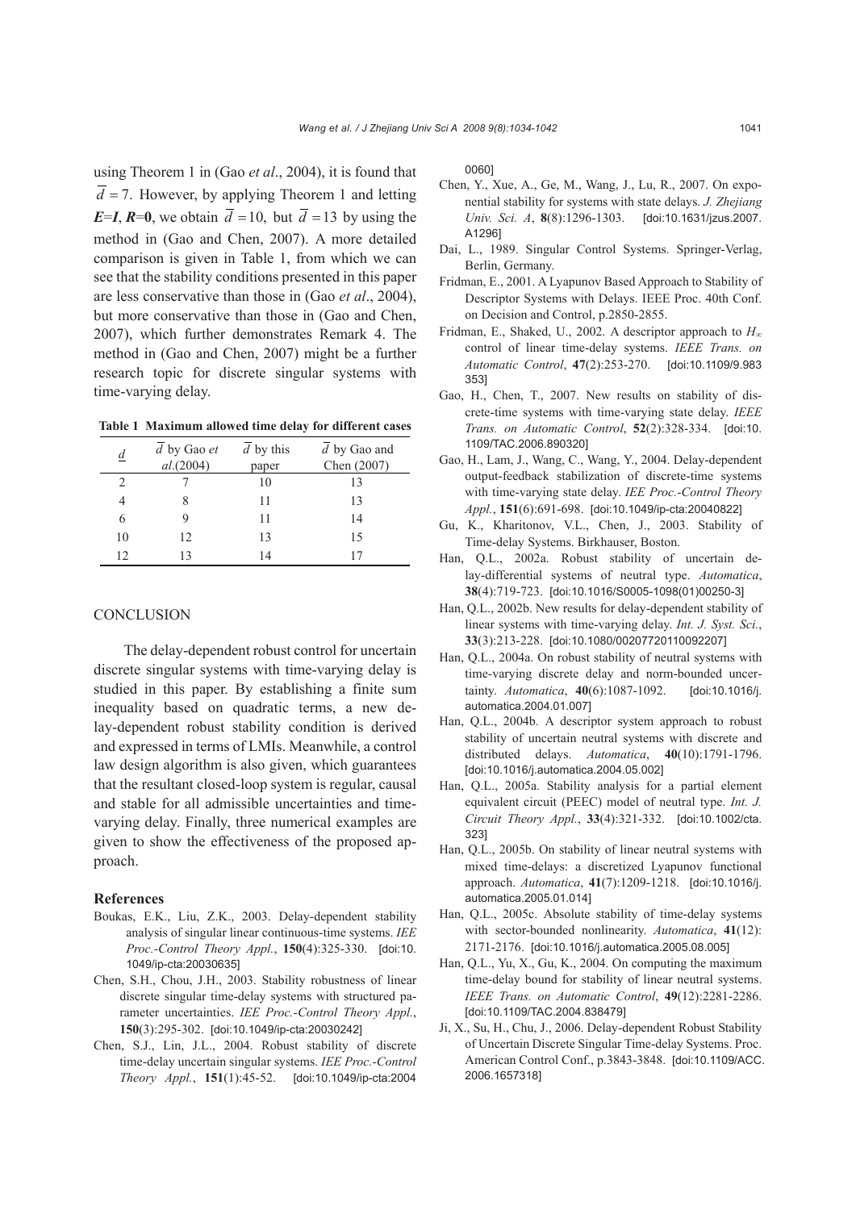using Theorem 1 in (Gao *et al*., 2004), it is found that $\overline{d}=7$. However, by applying Theorem 1 and letting $\boldsymbol{E}=\boldsymbol{I}$, $\boldsymbol{R}=\boldsymbol{0}$, we obtain $\overline{d}=10$, but $\overline{d}=13$ by using the method in (Gao and Chen, 2007). A more detailed comparison is given in Table 1, from which we can see that the stability conditions presented in this paper are less conservative than those in (Gao *et al*., 2004), but more conservative than those in (Gao and Chen, 2007), which further demonstrates Remark 4. The method in (Gao and Chen, 2007) might be a further research topic for discrete singular systems with time-varying delay.

**Table 1 Maximum allowed time delay for different cases**

| $\underline{d}$ | $\overline{d}$ by Gao *et al*.(2004) | $\overline{d}$ by this paper | $\overline{d}$ by Gao and Chen (2007) |
|---|---|---|---|
| 2 | 7 | 10 | 13 |
| 4 | 8 | 11 | 13 |
| 6 | 9 | 11 | 14 |
| 10 | 12 | 13 | 15 |
| 12 | 13 | 14 | 17 |

## CONCLUSION

The delay-dependent robust control for uncertain discrete singular systems with time-varying delay is studied in this paper. By establishing a finite sum inequality based on quadratic terms, a new delay-dependent robust stability condition is derived and expressed in terms of LMIs. Meanwhile, a control law design algorithm is also given, which guarantees that the resultant closed-loop system is regular, causal and stable for all admissible uncertainties and time-varying delay. Finally, three numerical examples are given to show the effectiveness of the proposed approach.

## References

Boukas, E.K., Liu, Z.K., 2003. Delay-dependent stability analysis of singular linear continuous-time systems. *IEE Proc.-Control Theory Appl.*, **150**(4):325-330. [doi:10.1049/ip-cta:20030635]

Chen, S.H., Chou, J.H., 2003. Stability robustness of linear discrete singular time-delay systems with structured parameter uncertainties. *IEE Proc.-Control Theory Appl.*, **150**(3):295-302. [doi:10.1049/ip-cta:20030242]

Chen, S.J., Lin, J.L., 2004. Robust stability of discrete time-delay uncertain singular systems. *IEE Proc.-Control Theory Appl.*, **151**(1):45-52. [doi:10.1049/ip-cta:20040060]

Chen, Y., Xue, A., Ge, M., Wang, J., Lu, R., 2007. On exponential stability for systems with state delays. *J. Zhejiang Univ. Sci. A*, **8**(8):1296-1303. [doi:10.1631/jzus.2007.A1296]

Dai, L., 1989. Singular Control Systems. Springer-Verlag, Berlin, Germany.

Fridman, E., 2001. A Lyapunov Based Approach to Stability of Descriptor Systems with Delays. IEEE Proc. 40th Conf. on Decision and Control, p.2850-2855.

Fridman, E., Shaked, U., 2002. A descriptor approach to $H_\infty$ control of linear time-delay systems. *IEEE Trans. on Automatic Control*, **47**(2):253-270. [doi:10.1109/9.983353]

Gao, H., Chen, T., 2007. New results on stability of discrete-time systems with time-varying state delay. *IEEE Trans. on Automatic Control*, **52**(2):328-334. [doi:10.1109/TAC.2006.890320]

Gao, H., Lam, J., Wang, C., Wang, Y., 2004. Delay-dependent output-feedback stabilization of discrete-time systems with time-varying state delay. *IEE Proc.-Control Theory Appl.*, **151**(6):691-698. [doi:10.1049/ip-cta:20040822]

Gu, K., Kharitonov, V.L., Chen, J., 2003. Stability of Time-delay Systems. Birkhauser, Boston.

Han, Q.L., 2002a. Robust stability of uncertain delay-differential systems of neutral type. *Automatica*, **38**(4):719-723. [doi:10.1016/S0005-1098(01)00250-3]

Han, Q.L., 2002b. New results for delay-dependent stability of linear systems with time-varying delay. *Int. J. Syst. Sci.*, **33**(3):213-228. [doi:10.1080/00207720110092207]

Han, Q.L., 2004a. On robust stability of neutral systems with time-varying discrete delay and norm-bounded uncertainty. *Automatica*, **40**(6):1087-1092. [doi:10.1016/j.automatica.2004.01.007]

Han, Q.L., 2004b. A descriptor system approach to robust stability of uncertain neutral systems with discrete and distributed delays. *Automatica*, **40**(10):1791-1796. [doi:10.1016/j.automatica.2004.05.002]

Han, Q.L., 2005a. Stability analysis for a partial element equivalent circuit (PEEC) model of neutral type. *Int. J. Circuit Theory Appl.*, **33**(4):321-332. [doi:10.1002/cta.323]

Han, Q.L., 2005b. On stability of linear neutral systems with mixed time-delays: a discretized Lyapunov functional approach. *Automatica*, **41**(7):1209-1218. [doi:10.1016/j.automatica.2005.01.014]

Han, Q.L., 2005c. Absolute stability of time-delay systems with sector-bounded nonlinearity. *Automatica*, **41**(12):2171-2176. [doi:10.1016/j.automatica.2005.08.005]

Han, Q.L., Yu, X., Gu, K., 2004. On computing the maximum time-delay bound for stability of linear neutral systems. *IEEE Trans. on Automatic Control*, **49**(12):2281-2286. [doi:10.1109/TAC.2004.838479]

Ji, X., Su, H., Chu, J., 2006. Delay-dependent Robust Stability of Uncertain Discrete Singular Time-delay Systems. Proc. American Control Conf., p.3843-3848. [doi:10.1109/ACC.2006.1657318]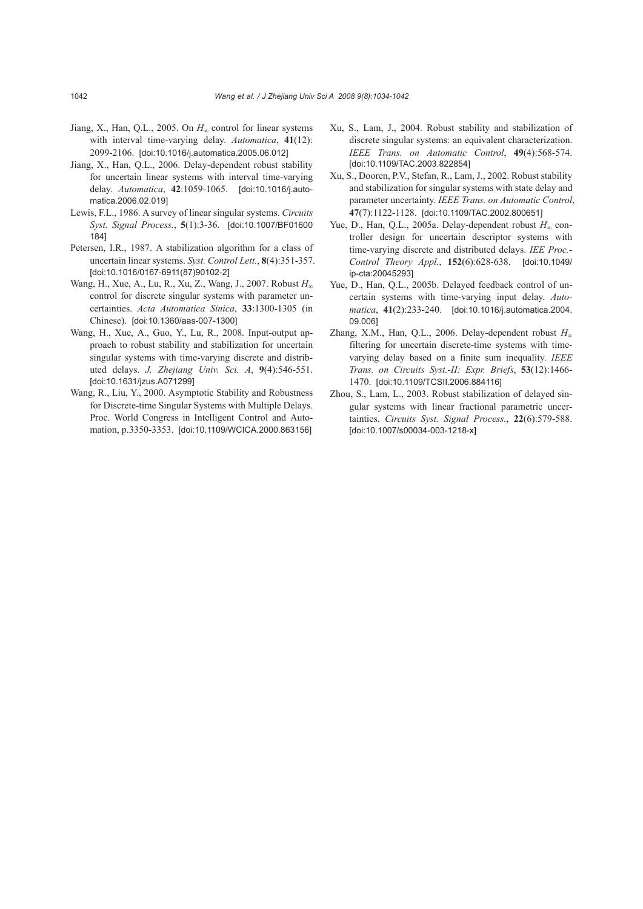Jiang, X., Han, Q.L., 2005. On $H_\infty$ control for linear systems with interval time-varying delay. *Automatica*, **41**(12): 2099-2106. [doi:10.1016/j.automatica.2005.06.012]

Jiang, X., Han, Q.L., 2006. Delay-dependent robust stability for uncertain linear systems with interval time-varying delay. *Automatica*, **42**:1059-1065. [doi:10.1016/j.automatica.2006.02.019]

Lewis, F.L., 1986. A survey of linear singular systems. *Circuits Syst. Signal Process.*, **5**(1):3-36. [doi:10.1007/BF01600184]

Petersen, I.R., 1987. A stabilization algorithm for a class of uncertain linear systems. *Syst. Control Lett.*, **8**(4):351-357. [doi:10.1016/0167-6911(87)90102-2]

Wang, H., Xue, A., Lu, R., Xu, Z., Wang, J., 2007. Robust $H_\infty$ control for discrete singular systems with parameter uncertainties. *Acta Automatica Sinica*, **33**:1300-1305 (in Chinese). [doi:10.1360/aas-007-1300]

Wang, H., Xue, A., Guo, Y., Lu, R., 2008. Input-output approach to robust stability and stabilization for uncertain singular systems with time-varying discrete and distributed delays. *J. Zhejiang Univ. Sci. A*, **9**(4):546-551. [doi:10.1631/jzus.A071299]

Wang, R., Liu, Y., 2000. Asymptotic Stability and Robustness for Discrete-time Singular Systems with Multiple Delays. Proc. World Congress in Intelligent Control and Automation, p.3350-3353. [doi:10.1109/WCICA.2000.863156]

Xu, S., Lam, J., 2004. Robust stability and stabilization of discrete singular systems: an equivalent characterization. *IEEE Trans. on Automatic Control*, **49**(4):568-574. [doi:10.1109/TAC.2003.822854]

Xu, S., Dooren, P.V., Stefan, R., Lam, J., 2002. Robust stability and stabilization for singular systems with state delay and parameter uncertainty. *IEEE Trans. on Automatic Control*, **47**(7):1122-1128. [doi:10.1109/TAC.2002.800651]

Yue, D., Han, Q.L., 2005a. Delay-dependent robust $H_\infty$ controller design for uncertain descriptor systems with time-varying discrete and distributed delays. *IEE Proc.-Control Theory Appl.*, **152**(6):628-638. [doi:10.1049/ip-cta:20045293]

Yue, D., Han, Q.L., 2005b. Delayed feedback control of uncertain systems with time-varying input delay. *Automatica*, **41**(2):233-240. [doi:10.1016/j.automatica.2004.09.006]

Zhang, X.M., Han, Q.L., 2006. Delay-dependent robust $H_\infty$ filtering for uncertain discrete-time systems with time-varying delay based on a finite sum inequality. *IEEE Trans. on Circuits Syst.-II: Expr. Briefs*, **53**(12):1466-1470. [doi:10.1109/TCSII.2006.884116]

Zhou, S., Lam, L., 2003. Robust stabilization of delayed singular systems with linear fractional parametric uncertainties. *Circuits Syst. Signal Process.*, **22**(6):579-588. [doi:10.1007/s00034-003-1218-x]